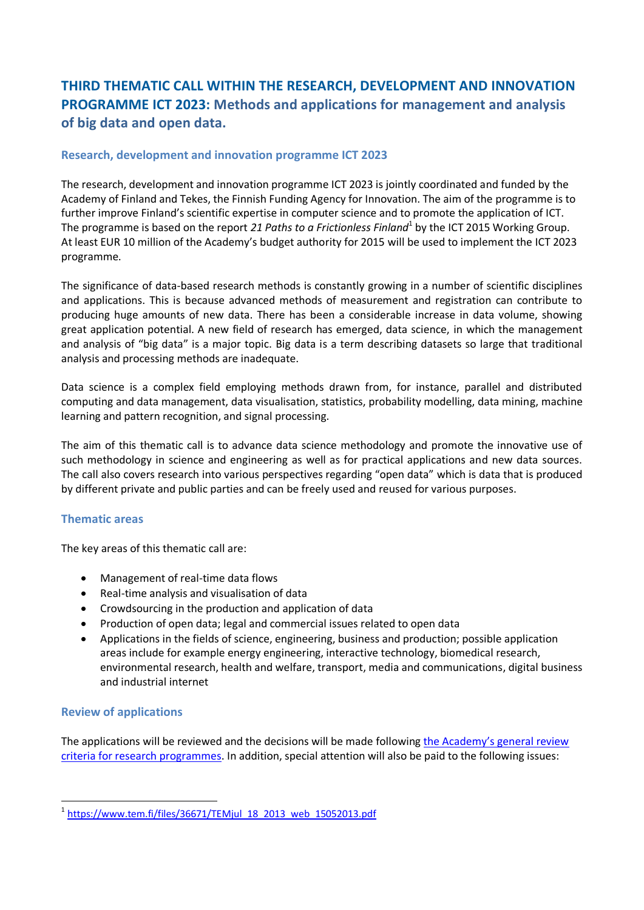# THIRD THEMATIC CALL WITHIN THE RESEARCH, DEVELOPMENT AND INNOVATION PROGRAMME ICT 2023: Methods and applications for management and analysis of big data and open data.

## Research, development and innovation programme ICT 2023

The research, development and innovation programme ICT 2023 is jointly coordinated and funded by the Academy of Finland and Tekes, the Finnish Funding Agency for Innovation. The aim of the programme is to further improve Finland's scientific expertise in computer science and to promote the application of ICT. The programme is based on the report *21 Paths to a Frictionless Finland*[1] by the ICT 2015 Working Group. At least EUR 10 million of the Academy's budget authority for 2015 will be used to implement the ICT 2023 programme.

The significance of data-based research methods is constantly growing in a number of scientific disciplines and applications. This is because advanced methods of measurement and registration can contribute to producing huge amounts of new data. There has been a considerable increase in data volume, showing great application potential. A new field of research has emerged, data science, in which the management and analysis of "big data" is a major topic. Big data is a term describing datasets so large that traditional analysis and processing methods are inadequate.

Data science is a complex field employing methods drawn from, for instance, parallel and distributed computing and data management, data visualisation, statistics, probability modelling, data mining, machine learning and pattern recognition, and signal processing.

The aim of this thematic call is to advance data science methodology and promote the innovative use of such methodology in science and engineering as well as for practical applications and new data sources. The call also covers research into various perspectives regarding "open data" which is data that is produced by different private and public parties and can be freely used and reused for various purposes.

## Thematic areas

The key areas of this thematic call are:

- Management of real-time data flows
- Real-time analysis and visualisation of data
- Crowdsourcing in the production and application of data
- Production of open data; legal and commercial issues related to open data
- Applications in the fields of science, engineering, business and production; possible application areas include for example energy engineering, interactive technology, biomedical research, environmental research, health and welfare, transport, media and communications, digital business and industrial internet

## Review of applications

The applications will be reviewed and the decisions will be made following the Academy's general review criteria for research programmes. In addition, special attention will also be paid to the following issues:

---

[1] https://www.tem.fi/files/36671/TEMjul_18_2013_web_15052013.pdf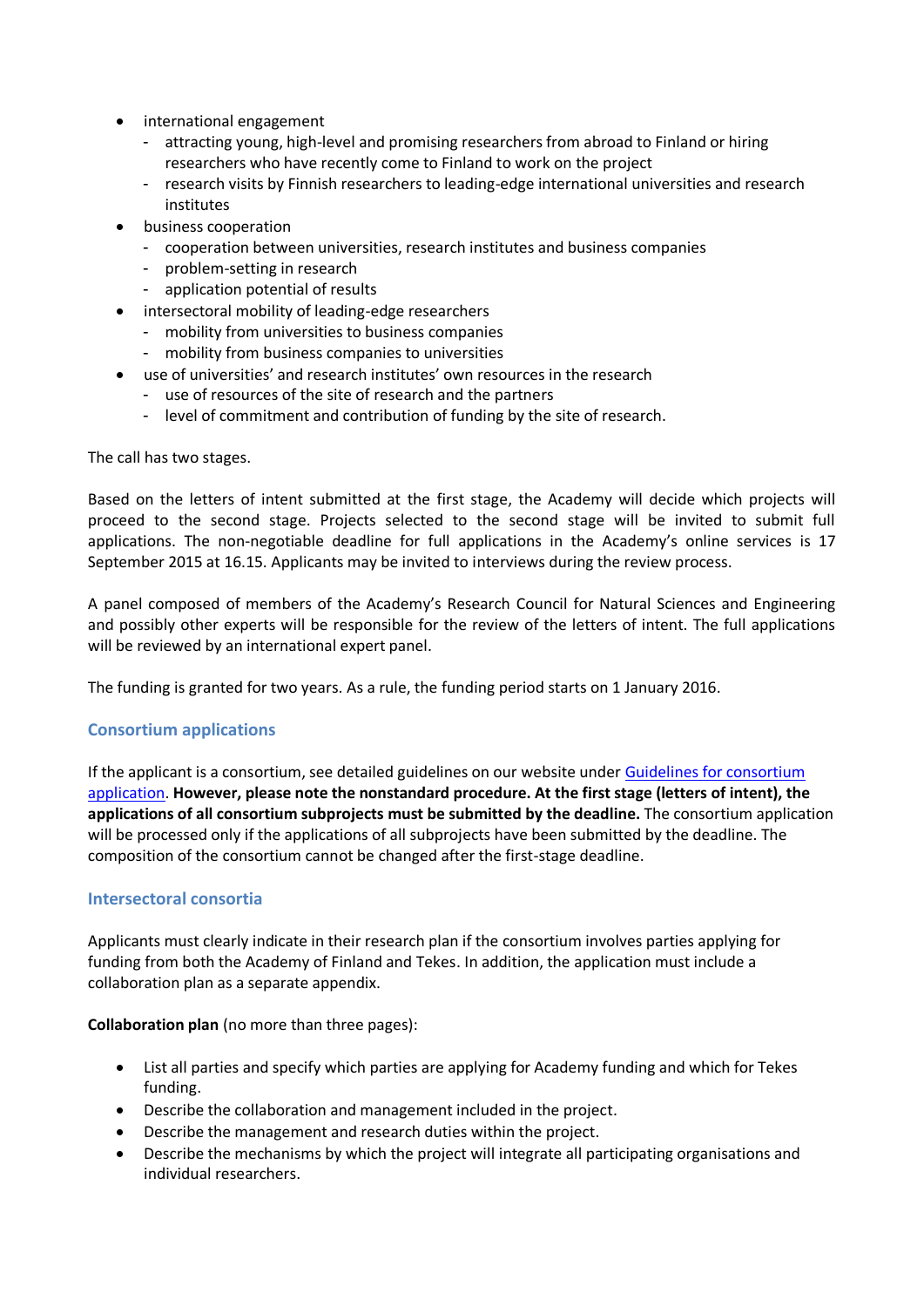- international engagement
  - attracting young, high-level and promising researchers from abroad to Finland or hiring researchers who have recently come to Finland to work on the project
  - research visits by Finnish researchers to leading-edge international universities and research institutes
- business cooperation
  - cooperation between universities, research institutes and business companies
  - problem-setting in research
  - application potential of results
- intersectoral mobility of leading-edge researchers
  - mobility from universities to business companies
  - mobility from business companies to universities
- use of universities' and research institutes' own resources in the research
  - use of resources of the site of research and the partners
  - level of commitment and contribution of funding by the site of research.

The call has two stages.

Based on the letters of intent submitted at the first stage, the Academy will decide which projects will proceed to the second stage. Projects selected to the second stage will be invited to submit full applications. The non-negotiable deadline for full applications in the Academy's online services is 17 September 2015 at 16.15. Applicants may be invited to interviews during the review process.

A panel composed of members of the Academy's Research Council for Natural Sciences and Engineering and possibly other experts will be responsible for the review of the letters of intent. The full applications will be reviewed by an international expert panel.

The funding is granted for two years. As a rule, the funding period starts on 1 January 2016.

## Consortium applications

If the applicant is a consortium, see detailed guidelines on our website under Guidelines for consortium application. **However, please note the nonstandard procedure. At the first stage (letters of intent), the applications of all consortium subprojects must be submitted by the deadline.** The consortium application will be processed only if the applications of all subprojects have been submitted by the deadline. The composition of the consortium cannot be changed after the first-stage deadline.

## Intersectoral consortia

Applicants must clearly indicate in their research plan if the consortium involves parties applying for funding from both the Academy of Finland and Tekes. In addition, the application must include a collaboration plan as a separate appendix.

**Collaboration plan** (no more than three pages):

- List all parties and specify which parties are applying for Academy funding and which for Tekes funding.
- Describe the collaboration and management included in the project.
- Describe the management and research duties within the project.
- Describe the mechanisms by which the project will integrate all participating organisations and individual researchers.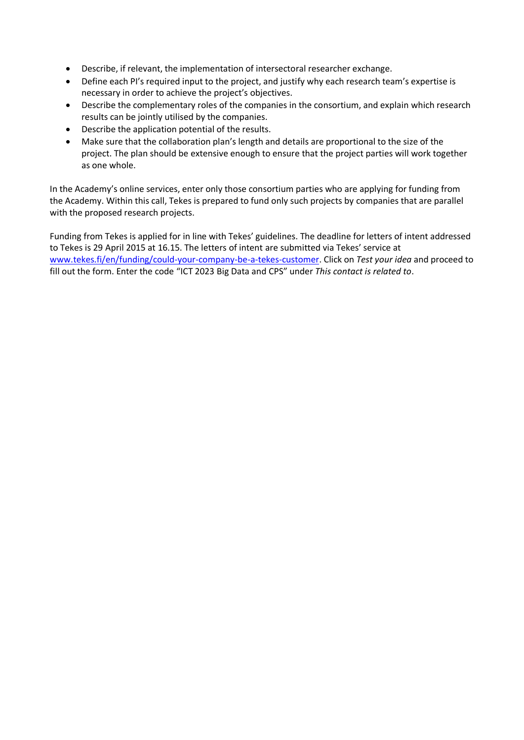- Describe, if relevant, the implementation of intersectoral researcher exchange.
- Define each PI's required input to the project, and justify why each research team's expertise is necessary in order to achieve the project's objectives.
- Describe the complementary roles of the companies in the consortium, and explain which research results can be jointly utilised by the companies.
- Describe the application potential of the results.
- Make sure that the collaboration plan's length and details are proportional to the size of the project. The plan should be extensive enough to ensure that the project parties will work together as one whole.

In the Academy's online services, enter only those consortium parties who are applying for funding from the Academy. Within this call, Tekes is prepared to fund only such projects by companies that are parallel with the proposed research projects.

Funding from Tekes is applied for in line with Tekes' guidelines. The deadline for letters of intent addressed to Tekes is 29 April 2015 at 16.15. The letters of intent are submitted via Tekes' service at [www.tekes.fi/en/funding/could-your-company-be-a-tekes-customer](www.tekes.fi/en/funding/could-your-company-be-a-tekes-customer). Click on *Test your idea* and proceed to fill out the form. Enter the code "ICT 2023 Big Data and CPS" under *This contact is related to*.